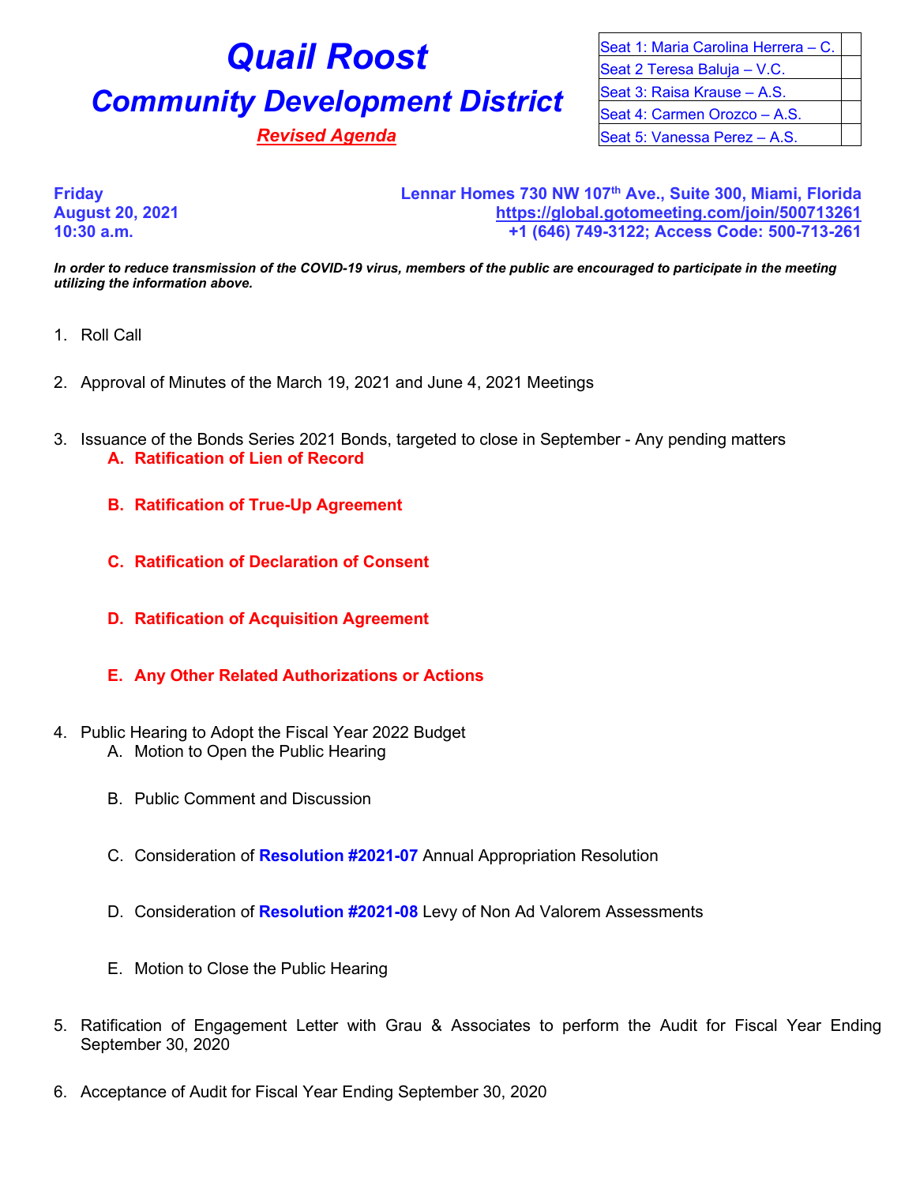# Quail Roost

## Community Development District

***Revised Agenda***

| Seat 1: Maria Carolina Herrera – C. | |
|---|---|
| Seat 2 Teresa Baluja – V.C. | |
| Seat 3: Raisa Krause – A.S. | |
| Seat 4: Carmen Orozco – A.S. | |
| Seat 5: Vanessa Perez – A.S. | |

**Friday**
**August 20, 2021**
**10:30 a.m.**

**Lennar Homes 730 NW 107th Ave., Suite 300, Miami, Florida**
**https://global.gotomeeting.com/join/500713261**
**+1 (646) 749-3122; Access Code: 500-713-261**

***In order to reduce transmission of the COVID-19 virus, members of the public are encouraged to participate in the meeting utilizing the information above.***

1. Roll Call

2. Approval of Minutes of the March 19, 2021 and June 4, 2021 Meetings

3. Issuance of the Bonds Series 2021 Bonds, targeted to close in September - Any pending matters
   - **A. Ratification of Lien of Record**
   - **B. Ratification of True-Up Agreement**
   - **C. Ratification of Declaration of Consent**
   - **D. Ratification of Acquisition Agreement**
   - **E. Any Other Related Authorizations or Actions**

4. Public Hearing to Adopt the Fiscal Year 2022 Budget
   - A. Motion to Open the Public Hearing
   - B. Public Comment and Discussion
   - C. Consideration of **Resolution #2021-07** Annual Appropriation Resolution
   - D. Consideration of **Resolution #2021-08** Levy of Non Ad Valorem Assessments
   - E. Motion to Close the Public Hearing

5. Ratification of Engagement Letter with Grau & Associates to perform the Audit for Fiscal Year Ending September 30, 2020

6. Acceptance of Audit for Fiscal Year Ending September 30, 2020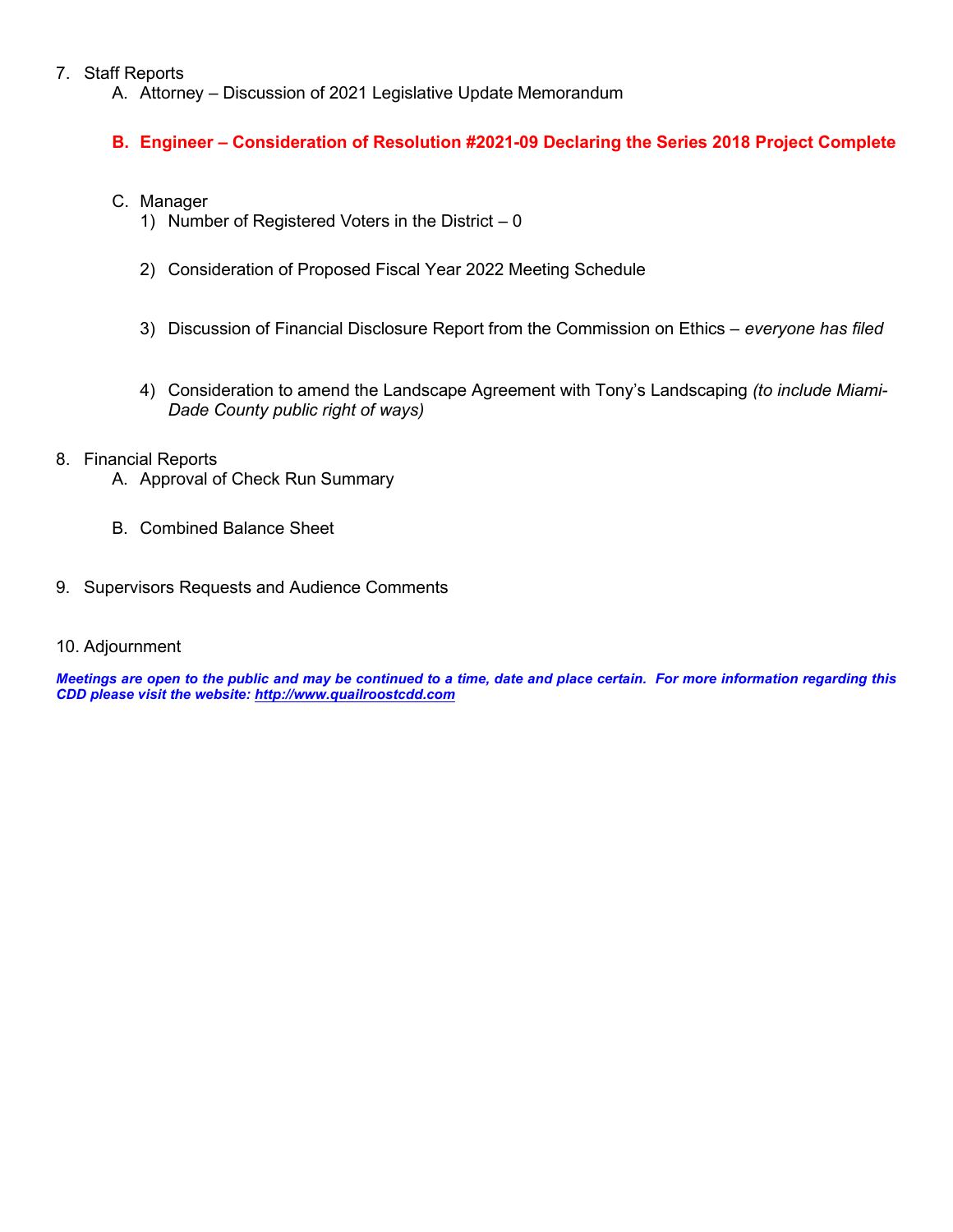7. Staff Reports
    A. Attorney – Discussion of 2021 Legislative Update Memorandum

    **B. Engineer – Consideration of Resolution #2021-09 Declaring the Series 2018 Project Complete**

    C. Manager
        1) Number of Registered Voters in the District – 0

        2) Consideration of Proposed Fiscal Year 2022 Meeting Schedule

        3) Discussion of Financial Disclosure Report from the Commission on Ethics – *everyone has filed*

        4) Consideration to amend the Landscape Agreement with Tony's Landscaping *(to include Miami-Dade County public right of ways)*

8. Financial Reports
    A. Approval of Check Run Summary

    B. Combined Balance Sheet

9. Supervisors Requests and Audience Comments

10. Adjournment

***Meetings are open to the public and may be continued to a time, date and place certain. For more information regarding this CDD please visit the website: http://www.quailroostcdd.com***